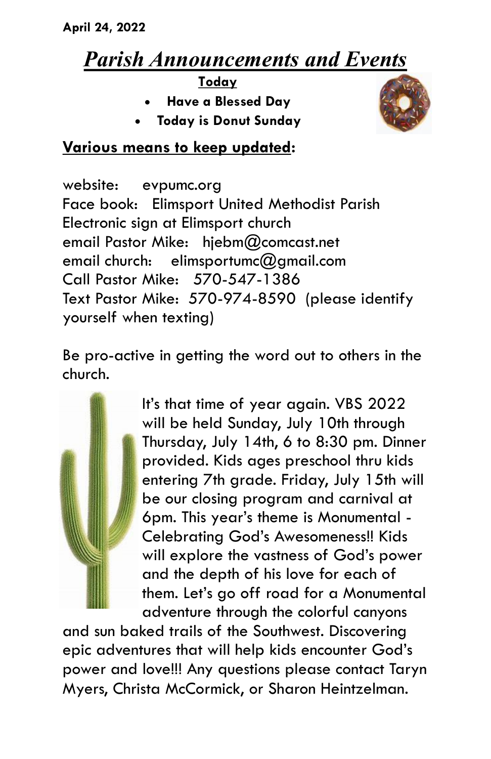**April 24, 2022**

# *Parish Announcements and Events*

**Today**

- **Have a Blessed Day**
- **Today is Donut Sunday**

**Various means to keep updated:**

website: evpumc.org
Face book: Elimsport United Methodist Parish
Electronic sign at Elimsport church
email Pastor Mike: hjebm@comcast.net
email church: elimsportumc@gmail.com
Call Pastor Mike: 570-547-1386
Text Pastor Mike: 570-974-8590 (please identify yourself when texting)

Be pro-active in getting the word out to others in the church.

It's that time of year again. VBS 2022 will be held Sunday, July 10th through Thursday, July 14th, 6 to 8:30 pm. Dinner provided. Kids ages preschool thru kids entering 7th grade. Friday, July 15th will be our closing program and carnival at 6pm. This year's theme is Monumental - Celebrating God's Awesomeness!! Kids will explore the vastness of God's power and the depth of his love for each of them. Let's go off road for a Monumental adventure through the colorful canyons and sun baked trails of the Southwest. Discovering epic adventures that will help kids encounter God's power and love!!! Any questions please contact Taryn Myers, Christa McCormick, or Sharon Heintzelman.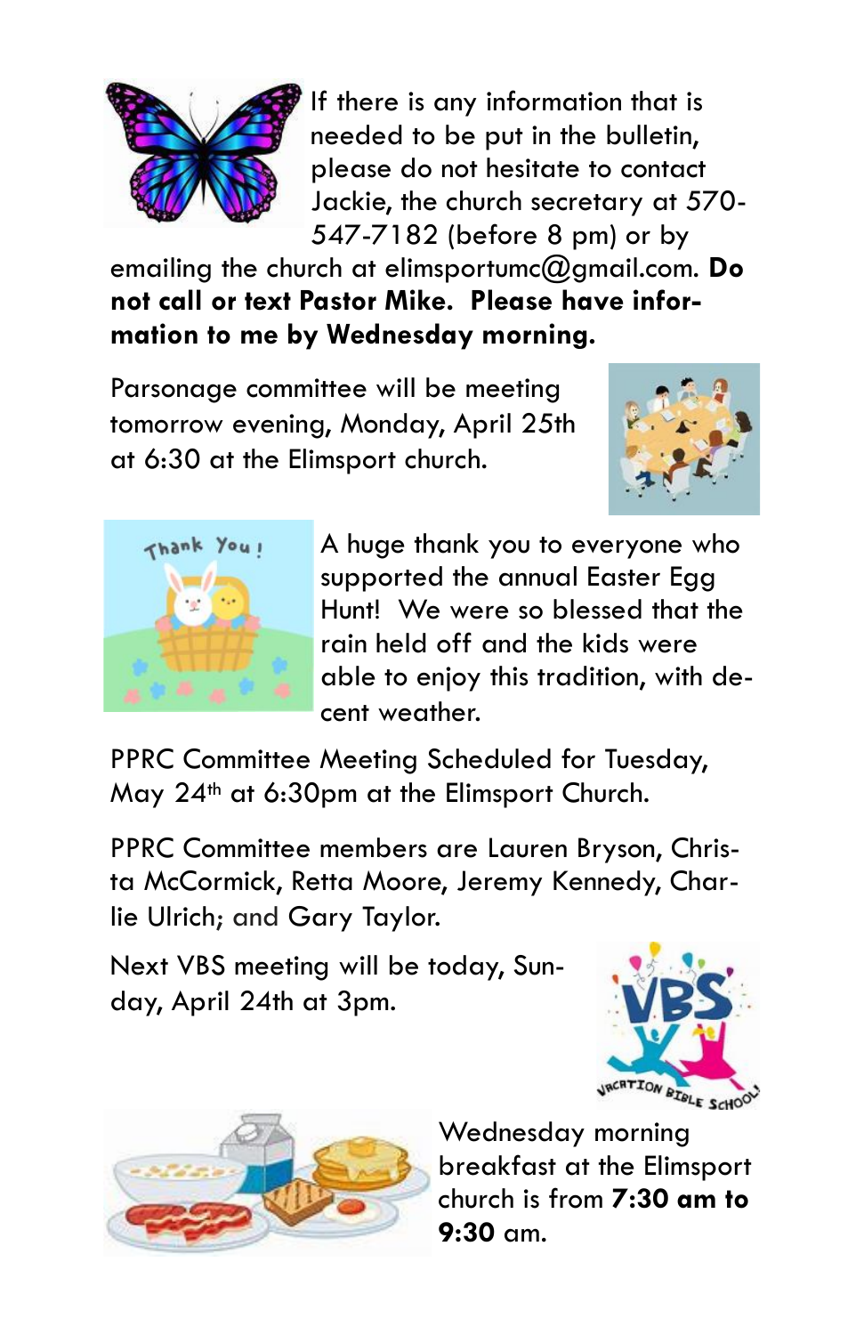If there is any information that is needed to be put in the bulletin, please do not hesitate to contact Jackie, the church secretary at 570-547-7182 (before 8 pm) or by emailing the church at elimsportumc@gmail.com. **Do not call or text Pastor Mike. Please have information to me by Wednesday morning.**

Parsonage committee will be meeting tomorrow evening, Monday, April 25th at 6:30 at the Elimsport church.

A huge thank you to everyone who supported the annual Easter Egg Hunt! We were so blessed that the rain held off and the kids were able to enjoy this tradition, with decent weather.

PPRC Committee Meeting Scheduled for Tuesday, May 24th at 6:30pm at the Elimsport Church.

PPRC Committee members are Lauren Bryson, Christa McCormick, Retta Moore, Jeremy Kennedy, Charlie Ulrich; and Gary Taylor.

Next VBS meeting will be today, Sunday, April 24th at 3pm.

Wednesday morning breakfast at the Elimsport church is from **7:30 am to 9:30** am.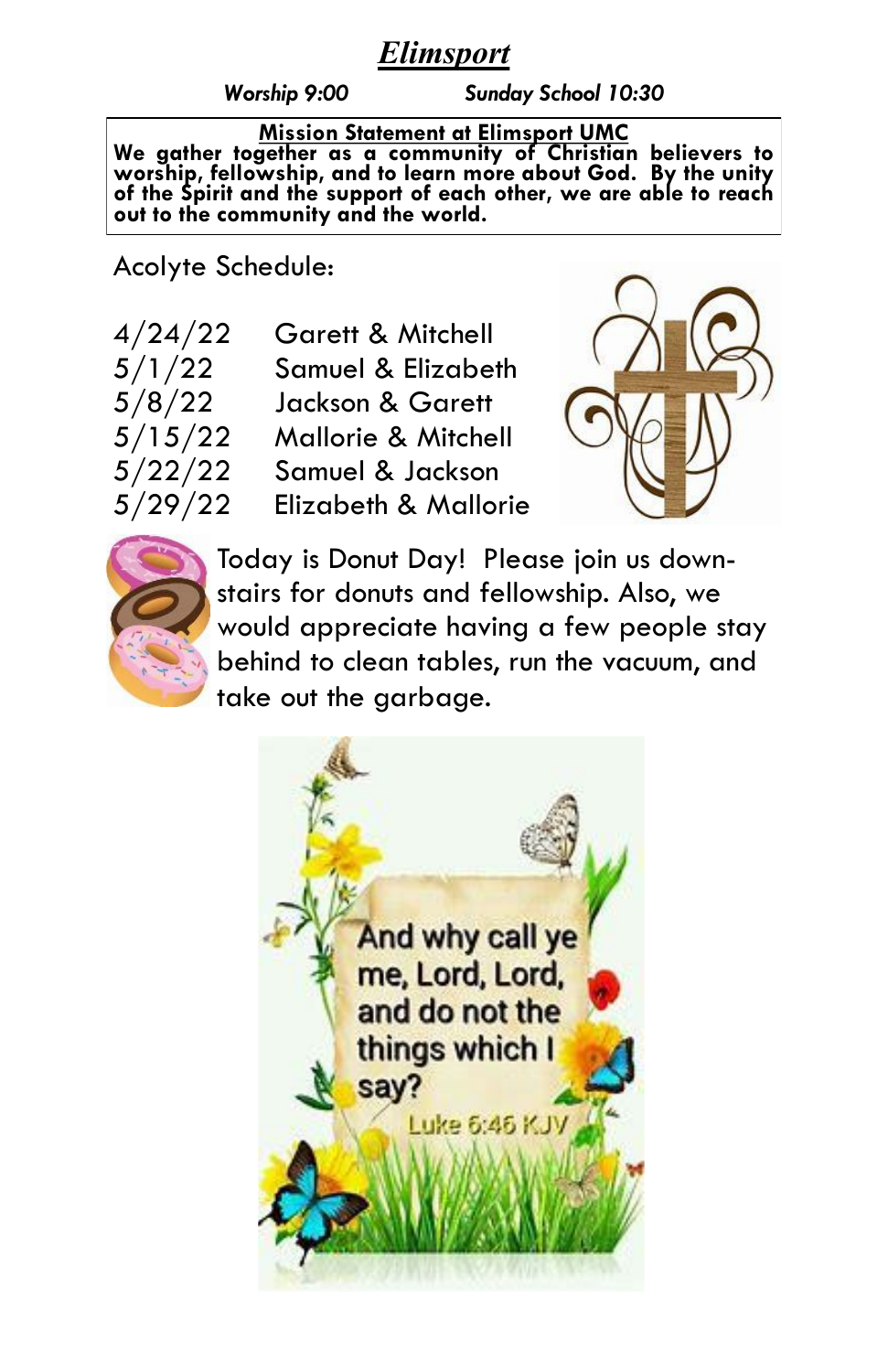# *Elimsport*

***Worship 9:00*** ***Sunday School 10:30***

**Mission Statement at Elimsport UMC**

**We gather together as a community of Christian believers to worship, fellowship, and to learn more about God. By the unity of the Spirit and the support of each other, we are able to reach out to the community and the world.**

Acolyte Schedule:

| | |
|---|---|
| 4/24/22 | Garett & Mitchell |
| 5/1/22 | Samuel & Elizabeth |
| 5/8/22 | Jackson & Garett |
| 5/15/22 | Mallorie & Mitchell |
| 5/22/22 | Samuel & Jackson |
| 5/29/22 | Elizabeth & Mallorie |

Today is Donut Day! Please join us downstairs for donuts and fellowship. Also, we would appreciate having a few people stay behind to clean tables, run the vacuum, and take out the garbage.

And why call ye me, Lord, Lord, and do not the things which I say?
Luke 6:46 KJV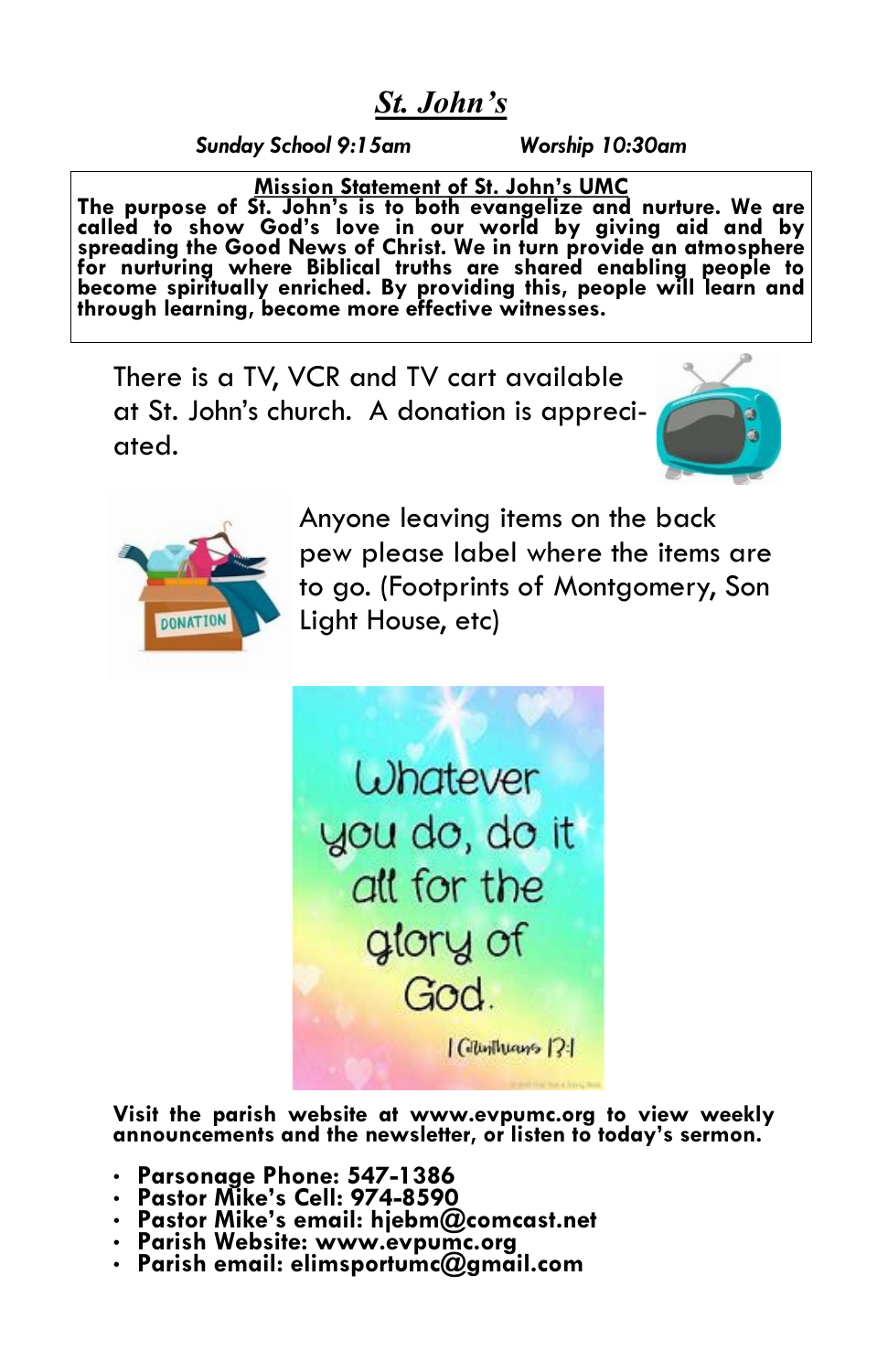# *St. John's*

***Sunday School 9:15am*** ***Worship 10:30am***

**Mission Statement of St. John's UMC**

**The purpose of St. John's is to both evangelize and nurture. We are called to show God's love in our world by giving aid and by spreading the Good News of Christ. We in turn provide an atmosphere for nurturing where Biblical truths are shared enabling people to become spiritually enriched. By providing this, people will learn and through learning, become more effective witnesses.**

There is a TV, VCR and TV cart available at St. John's church. A donation is appreciated.

Anyone leaving items on the back pew please label where the items are to go. (Footprints of Montgomery, Son Light House, etc)

Whatever you do, do it all for the glory of God.

1 Corinthians 10:31

**Visit the parish website at www.evpumc.org to view weekly announcements and the newsletter, or listen to today's sermon.**

- **Parsonage Phone: 547-1386**
- **Pastor Mike's Cell: 974-8590**
- **Pastor Mike's email: hjebm@comcast.net**
- **Parish Website: www.evpumc.org**
- **Parish email: elimsportumc@gmail.com**